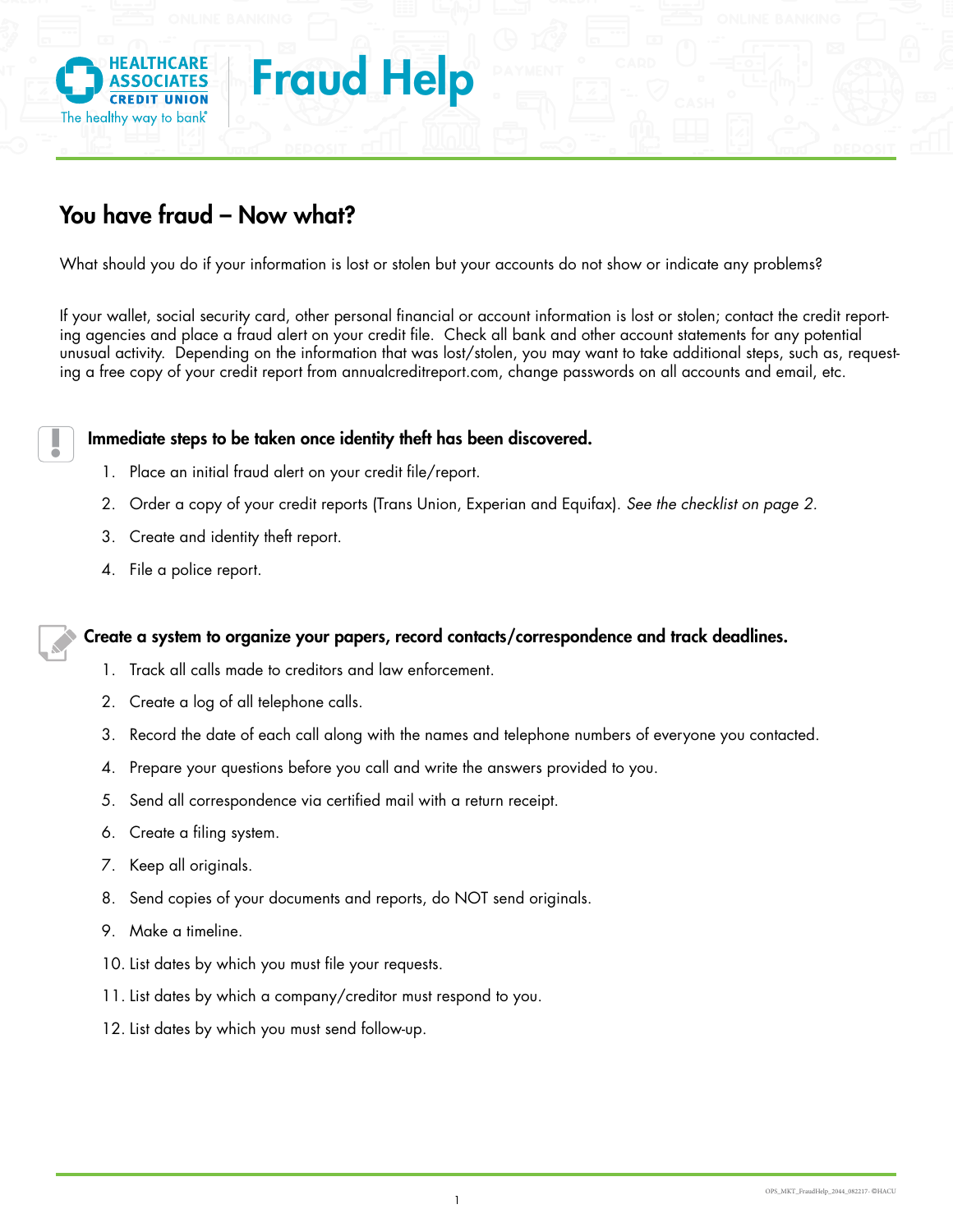# Fraud Help

## You have fraud – Now what?

What should you do if your information is lost or stolen but your accounts do not show or indicate any problems?

If your wallet, social security card, other personal financial or account information is lost or stolen; contact the credit reporting agencies and place a fraud alert on your credit file. Check all bank and other account statements for any potential unusual activity. Depending on the information that was lost/stolen, you may want to take additional steps, such as, requesting a free copy of your credit report from annualcreditreport.com, change passwords on all accounts and email, etc.

### Immediate steps to be taken once identity theft has been discovered.

1. Place an initial fraud alert on your credit file/report.
2. Order a copy of your credit reports (Trans Union, Experian and Equifax). *See the checklist on page 2.*
3. Create and identity theft report.
4. File a police report.

### Create a system to organize your papers, record contacts/correspondence and track deadlines.

1. Track all calls made to creditors and law enforcement.
2. Create a log of all telephone calls.
3. Record the date of each call along with the names and telephone numbers of everyone you contacted.
4. Prepare your questions before you call and write the answers provided to you.
5. Send all correspondence via certified mail with a return receipt.
6. Create a filing system.
7. Keep all originals.
8. Send copies of your documents and reports, do NOT send originals.
9. Make a timeline.
10. List dates by which you must file your requests.
11. List dates by which a company/creditor must respond to you.
12. List dates by which you must send follow-up.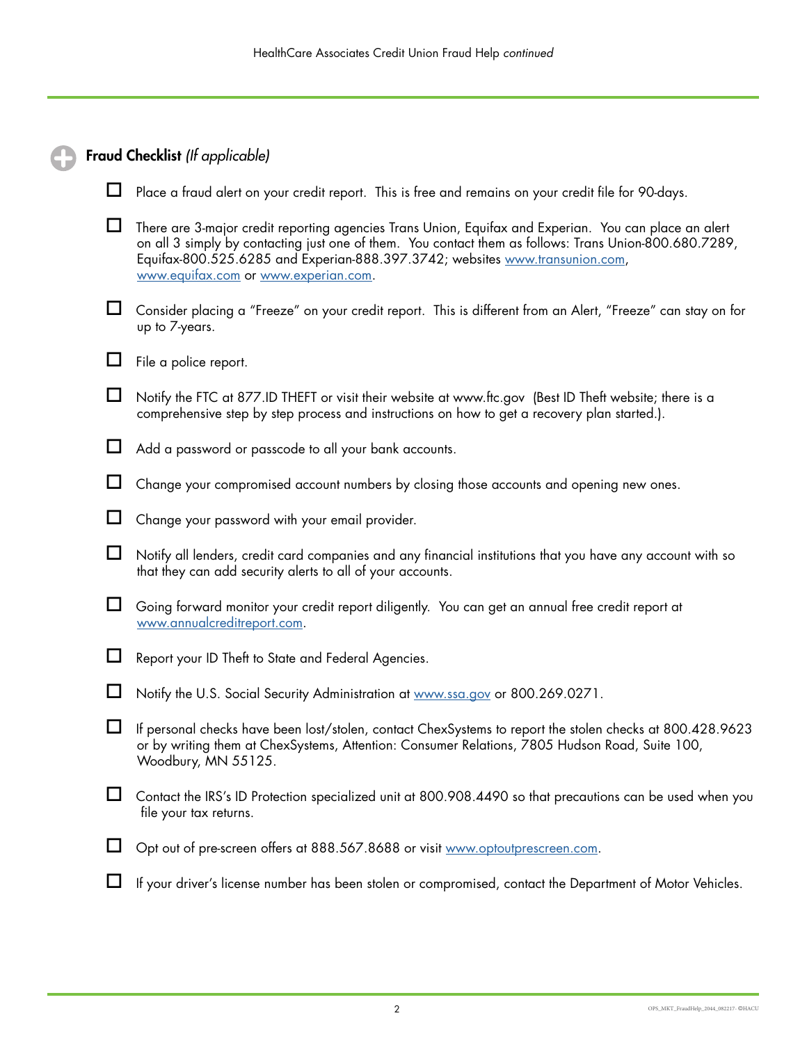## **Fraud Checklist** *(If applicable)*

- [ ] Place a fraud alert on your credit report. This is free and remains on your credit file for 90-days.
- [ ] There are 3-major credit reporting agencies Trans Union, Equifax and Experian. You can place an alert on all 3 simply by contacting just one of them. You contact them as follows: Trans Union-800.680.7289, Equifax-800.525.6285 and Experian-888.397.3742; websites www.transunion.com, www.equifax.com or www.experian.com.
- [ ] Consider placing a "Freeze" on your credit report. This is different from an Alert, "Freeze" can stay on for up to 7-years.
- [ ] File a police report.
- [ ] Notify the FTC at 877.ID THEFT or visit their website at www.ftc.gov (Best ID Theft website; there is a comprehensive step by step process and instructions on how to get a recovery plan started.).
- [ ] Add a password or passcode to all your bank accounts.
- [ ] Change your compromised account numbers by closing those accounts and opening new ones.
- [ ] Change your password with your email provider.
- [ ] Notify all lenders, credit card companies and any financial institutions that you have any account with so that they can add security alerts to all of your accounts.
- [ ] Going forward monitor your credit report diligently. You can get an annual free credit report at www.annualcreditreport.com.
- [ ] Report your ID Theft to State and Federal Agencies.
- [ ] Notify the U.S. Social Security Administration at www.ssa.gov or 800.269.0271.
- [ ] If personal checks have been lost/stolen, contact ChexSystems to report the stolen checks at 800.428.9623 or by writing them at ChexSystems, Attention: Consumer Relations, 7805 Hudson Road, Suite 100, Woodbury, MN 55125.
- [ ] Contact the IRS's ID Protection specialized unit at 800.908.4490 so that precautions can be used when you file your tax returns.
- [ ] Opt out of pre-screen offers at 888.567.8688 or visit www.optoutprescreen.com.
- [ ] If your driver's license number has been stolen or compromised, contact the Department of Motor Vehicles.